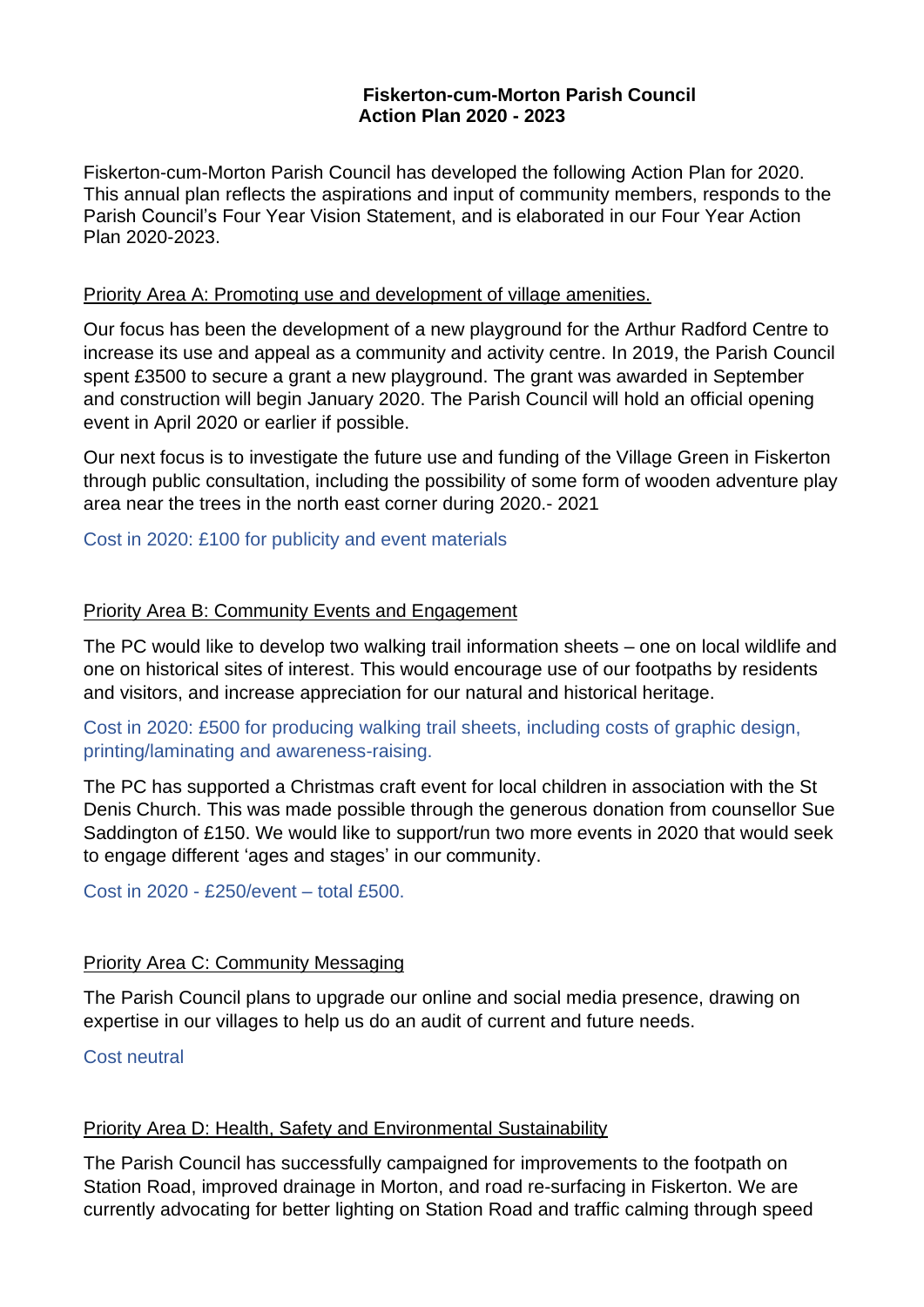# Fiskerton-cum-Morton Parish Council
## Action Plan 2020 - 2023

Fiskerton-cum-Morton Parish Council has developed the following Action Plan for 2020. This annual plan reflects the aspirations and input of community members, responds to the Parish Council's Four Year Vision Statement, and is elaborated in our Four Year Action Plan 2020-2023.

### Priority Area A: Promoting use and development of village amenities.

Our focus has been the development of a new playground for the Arthur Radford Centre to increase its use and appeal as a community and activity centre. In 2019, the Parish Council spent £3500 to secure a grant a new playground. The grant was awarded in September and construction will begin January 2020. The Parish Council will hold an official opening event in April 2020 or earlier if possible.

Our next focus is to investigate the future use and funding of the Village Green in Fiskerton through public consultation, including the possibility of some form of wooden adventure play area near the trees in the north east corner during 2020.- 2021

Cost in 2020: £100 for publicity and event materials

### Priority Area B: Community Events and Engagement

The PC would like to develop two walking trail information sheets – one on local wildlife and one on historical sites of interest. This would encourage use of our footpaths by residents and visitors, and increase appreciation for our natural and historical heritage.

Cost in 2020: £500 for producing walking trail sheets, including costs of graphic design, printing/laminating and awareness-raising.

The PC has supported a Christmas craft event for local children in association with the St Denis Church. This was made possible through the generous donation from counsellor Sue Saddington of £150. We would like to support/run two more events in 2020 that would seek to engage different 'ages and stages' in our community.

Cost in 2020 - £250/event – total £500.

### Priority Area C: Community Messaging

The Parish Council plans to upgrade our online and social media presence, drawing on expertise in our villages to help us do an audit of current and future needs.

Cost neutral

### Priority Area D: Health, Safety and Environmental Sustainability

The Parish Council has successfully campaigned for improvements to the footpath on Station Road, improved drainage in Morton, and road re-surfacing in Fiskerton. We are currently advocating for better lighting on Station Road and traffic calming through speed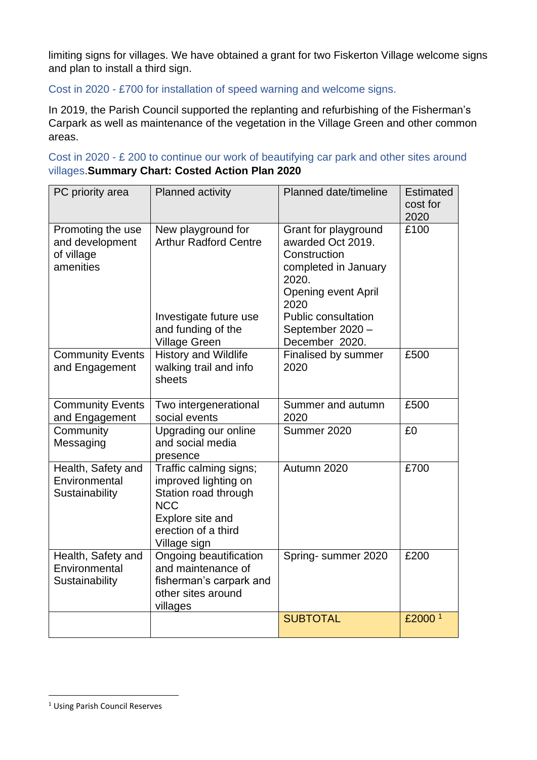limiting signs for villages. We have obtained a grant for two Fiskerton Village welcome signs and plan to install a third sign.

Cost in 2020 - £700 for installation of speed warning and welcome signs.

In 2019, the Parish Council supported the replanting and refurbishing of the Fisherman's Carpark as well as maintenance of the vegetation in the Village Green and other common areas.

Cost in 2020 - £ 200 to continue our work of beautifying car park and other sites around villages.**Summary Chart: Costed Action Plan 2020**

| PC priority area | Planned activity | Planned date/timeline | Estimated cost for 2020 |
|---|---|---|---|
| Promoting the use and development of village amenities | New playground for Arthur Radford Centre<br><br>Investigate future use and funding of the Village Green | Grant for playground awarded Oct 2019. Construction completed in January 2020.<br>Opening event April 2020<br>Public consultation September 2020 – December 2020. | £100 |
| Community Events and Engagement | History and Wildlife walking trail and info sheets | Finalised by summer 2020 | £500 |
| Community Events and Engagement | Two intergenerational social events | Summer and autumn 2020 | £500 |
| Community Messaging | Upgrading our online and social media presence | Summer 2020 | £0 |
| Health, Safety and Environmental Sustainability | Traffic calming signs; improved lighting on Station road through NCC<br>Explore site and erection of a third Village sign | Autumn 2020 | £700 |
| Health, Safety and Environmental Sustainability | Ongoing beautification and maintenance of fisherman's carpark and other sites around villages | Spring- summer 2020 | £200 |
| | | SUBTOTAL | £2000 [1] |

[1] Using Parish Council Reserves